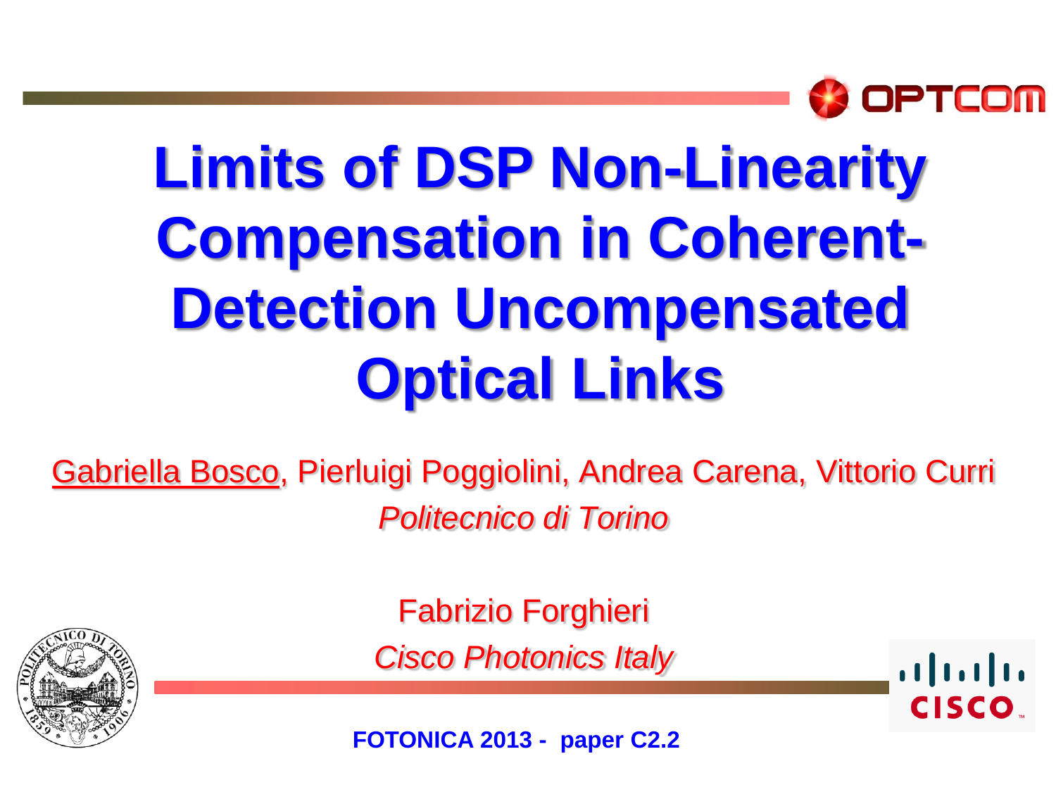# Limits of DSP Non-Linearity Compensation in Coherent-Detection Uncompensated Optical Links

Gabriella Bosco, Pierluigi Poggiolini, Andrea Carena, Vittorio Curri

*Politecnico di Torino*

Fabrizio Forghieri

*Cisco Photonics Italy*

**FOTONICA 2013 - paper C2.2**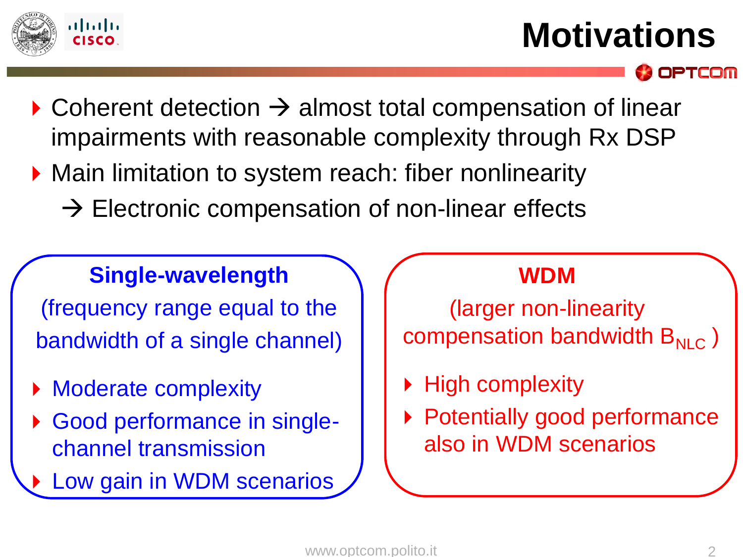# Motivations

- Coherent detection → almost total compensation of linear impairments with reasonable complexity through Rx DSP
- Main limitation to system reach: fiber nonlinearity

  → Electronic compensation of non-linear effects

**Single-wavelength**

(frequency range equal to the bandwidth of a single channel)

- Moderate complexity
- Good performance in single-channel transmission
- Low gain in WDM scenarios

**WDM**

(larger non-linearity compensation bandwidth $B_{NLC}$ )

- High complexity
- Potentially good performance also in WDM scenarios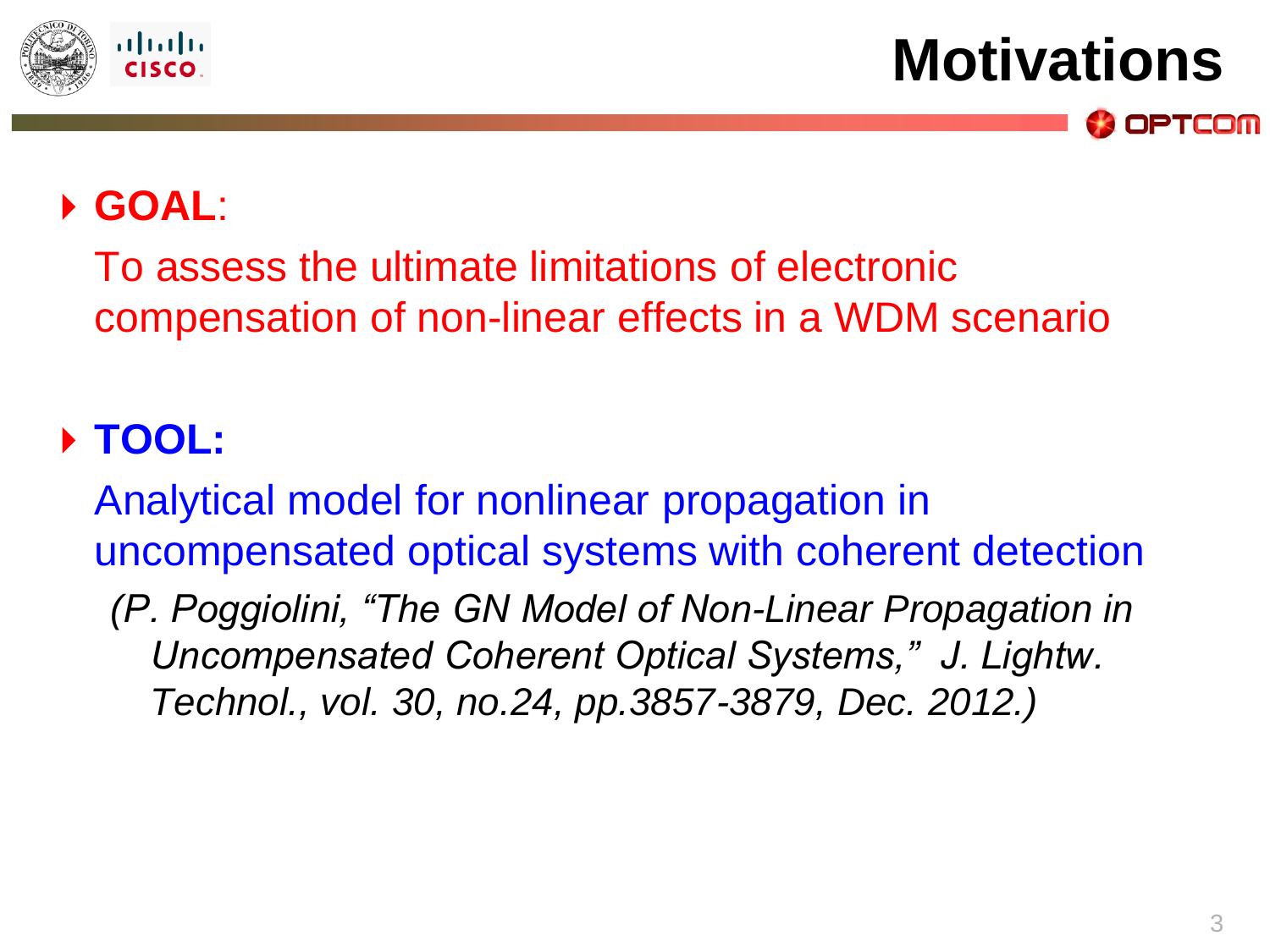# Motivations

- **GOAL**:

  To assess the ultimate limitations of electronic compensation of non-linear effects in a WDM scenario

- **TOOL:**

  Analytical model for nonlinear propagation in uncompensated optical systems with coherent detection

  *(P. Poggiolini, "The GN Model of Non-Linear Propagation in Uncompensated Coherent Optical Systems," J. Lightw. Technol., vol. 30, no.24, pp.3857-3879, Dec. 2012.)*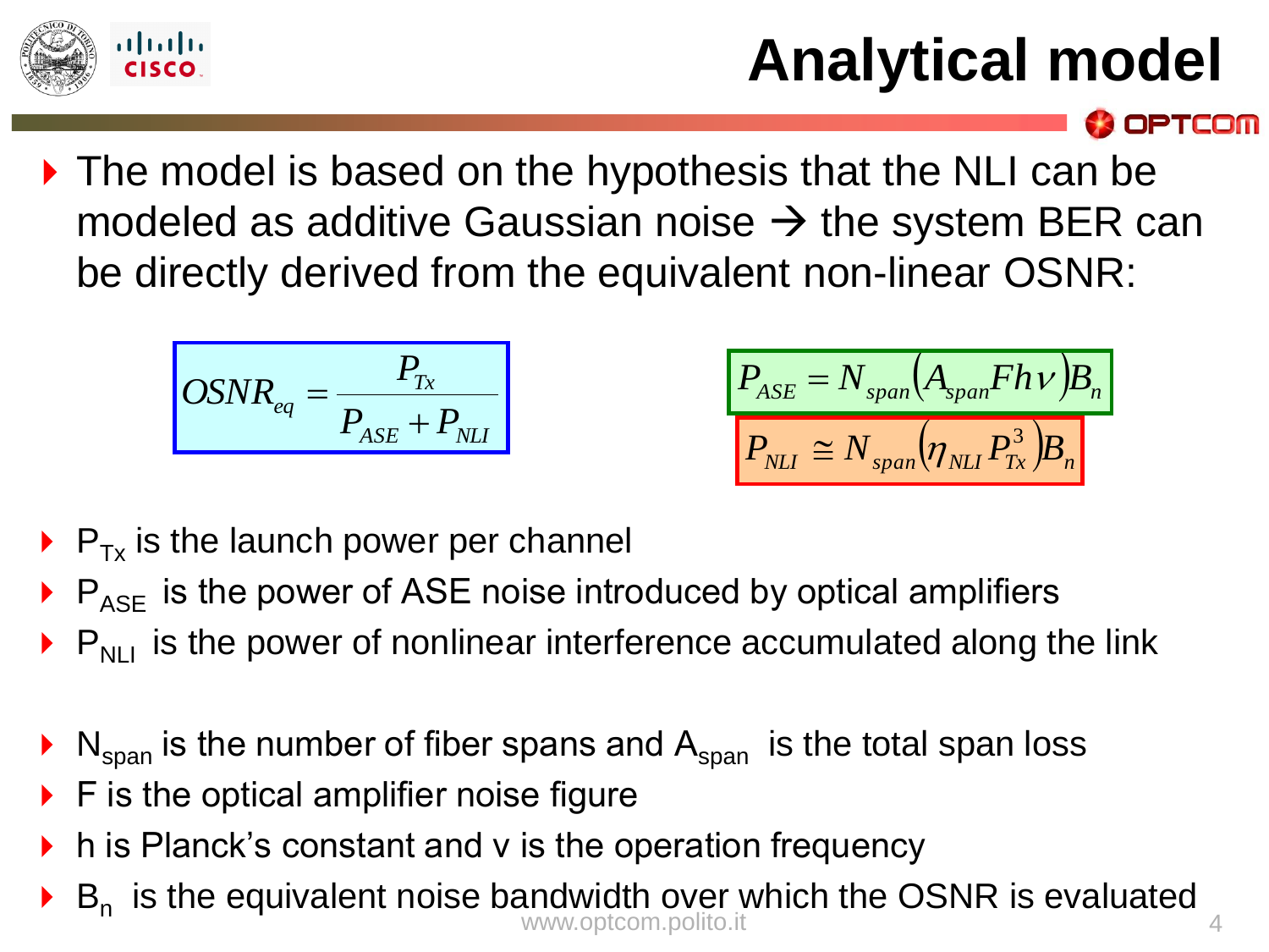# Analytical model

- The model is based on the hypothesis that the NLI can be modeled as additive Gaussian noise → the system BER can be directly derived from the equivalent non-linear OSNR:

$$OSNR_{eq} = \frac{P_{Tx}}{P_{ASE} + P_{NLI}}$$

$$P_{ASE} = N_{span}\left(A_{span} F h \nu\right) B_n$$

$$P_{NLI} \cong N_{span}\left(\eta_{NLI} P_{Tx}^3\right) B_n$$

- $P_{Tx}$ is the launch power per channel
- $P_{ASE}$ is the power of ASE noise introduced by optical amplifiers
- $P_{NLI}$ is the power of nonlinear interference accumulated along the link

- $N_{span}$ is the number of fiber spans and $A_{span}$ is the total span loss
- F is the optical amplifier noise figure
- h is Planck's constant and $\nu$ is the operation frequency
- $B_n$ is the equivalent noise bandwidth over which the OSNR is evaluated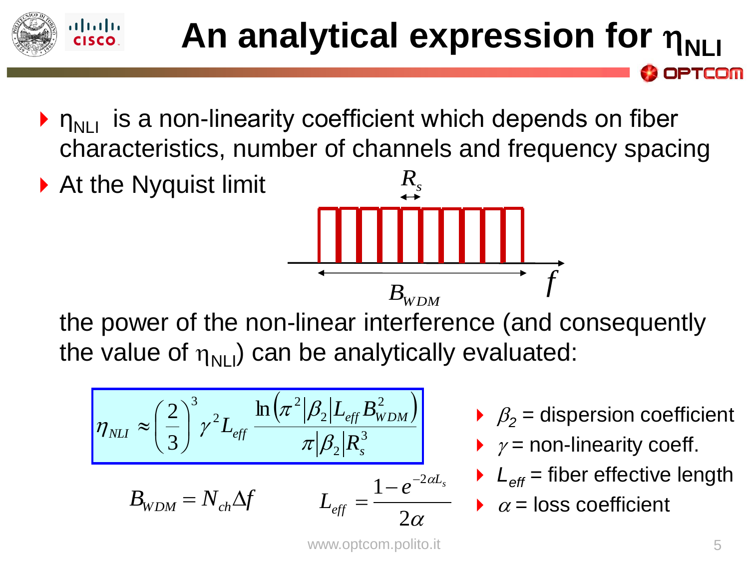# An analytical expression for $\eta_{NLI}$

- $\eta_{NLI}$ is a non-linearity coefficient which depends on fiber characteristics, number of channels and frequency spacing
- At the Nyquist limit

$R_s$

$B_{WDM}$ $f$

the power of the non-linear interference (and consequently the value of $\eta_{NLI}$) can be analytically evaluated:

$$\eta_{NLI} \approx \left(\frac{2}{3}\right)^3 \gamma^2 L_{eff} \frac{\ln\left(\pi^2 |\beta_2| L_{eff} B_{WDM}^2\right)}{\pi |\beta_2| R_s^3}$$

$$B_{WDM} = N_{ch} \Delta f \qquad L_{eff} = \frac{1 - e^{-2\alpha L_s}}{2\alpha}$$

- $\beta_2$ = dispersion coefficient
- $\gamma$ = non-linearity coeff.
- $L_{eff}$ = fiber effective length
- $\alpha$ = loss coefficient

www.optcom.polito.it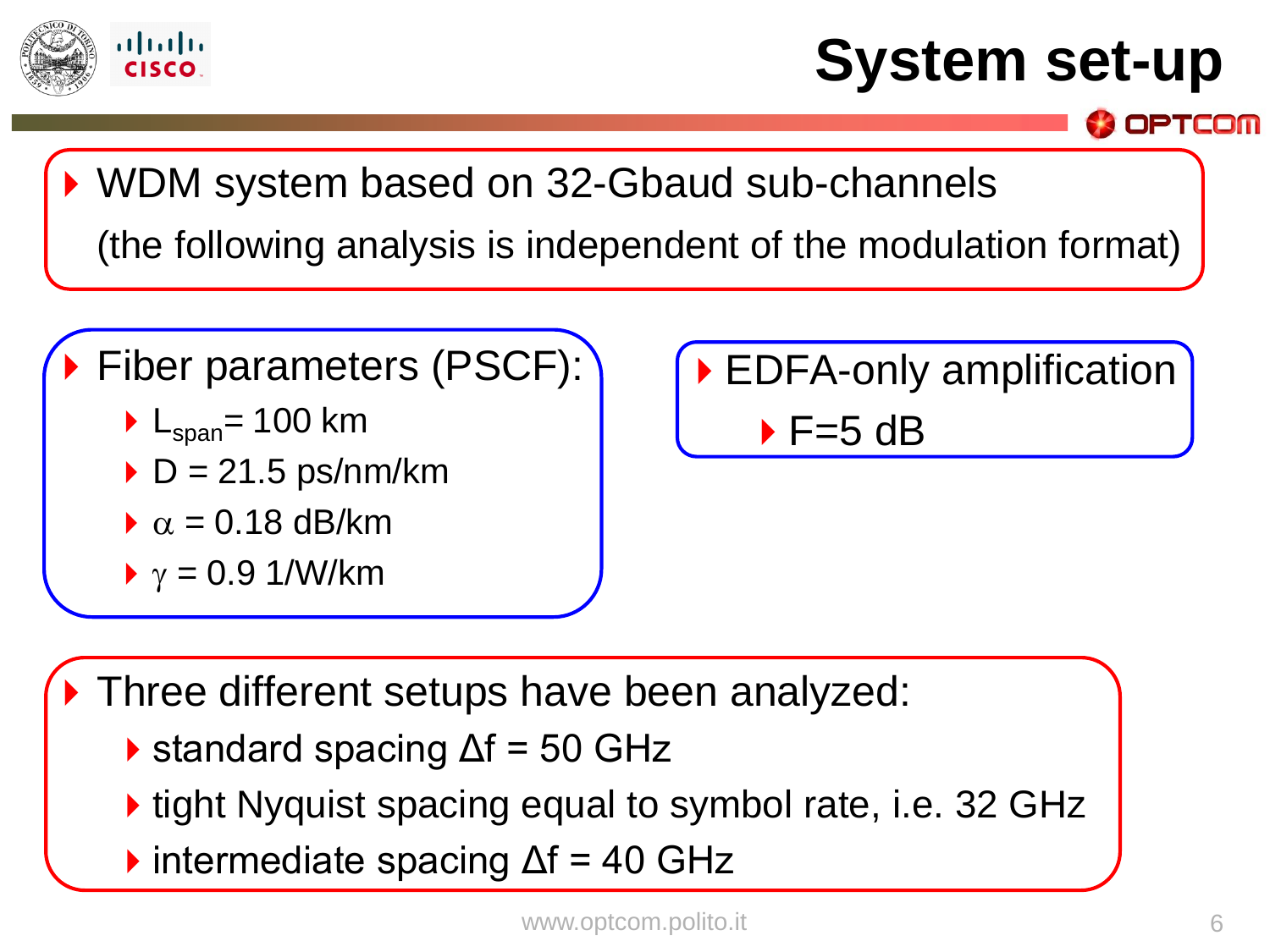# System set-up

- WDM system based on 32-Gbaud sub-channels
  (the following analysis is independent of the modulation format)

- Fiber parameters (PSCF):
  - $L_{span}$= 100 km
  - D = 21.5 ps/nm/km
  - $\alpha$ = 0.18 dB/km
  - $\gamma$ = 0.9 1/W/km

- EDFA-only amplification
  - F=5 dB

- Three different setups have been analyzed:
  - standard spacing $\Delta$f = 50 GHz
  - tight Nyquist spacing equal to symbol rate, i.e. 32 GHz
  - intermediate spacing $\Delta$f = 40 GHz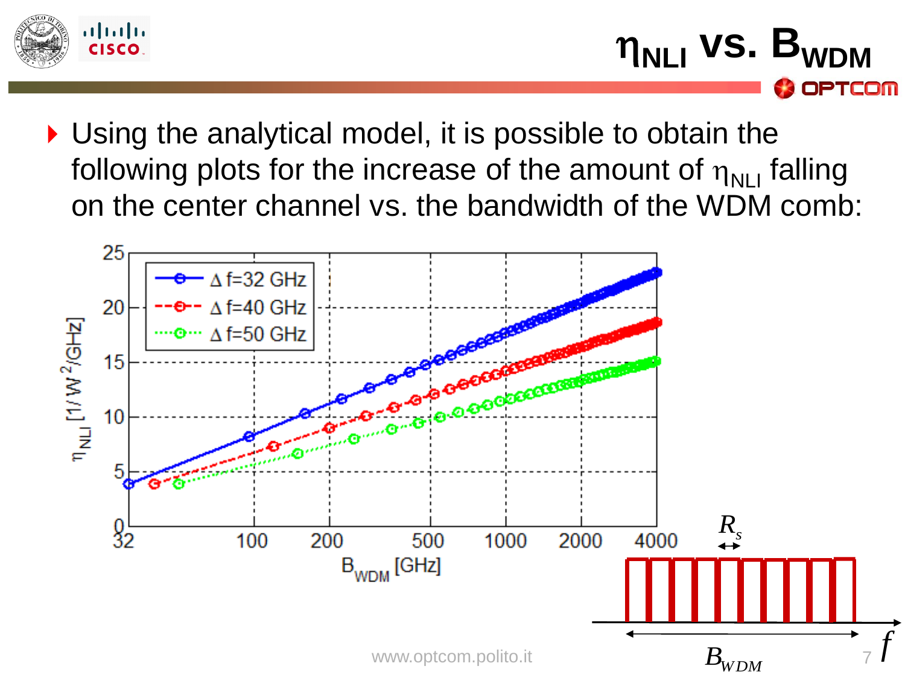# $\eta_{NLI}$ vs. $B_{WDM}$

- Using the analytical model, it is possible to obtain the following plots for the increase of the amount of $\eta_{NLI}$ falling on the center channel vs. the bandwidth of the WDM comb: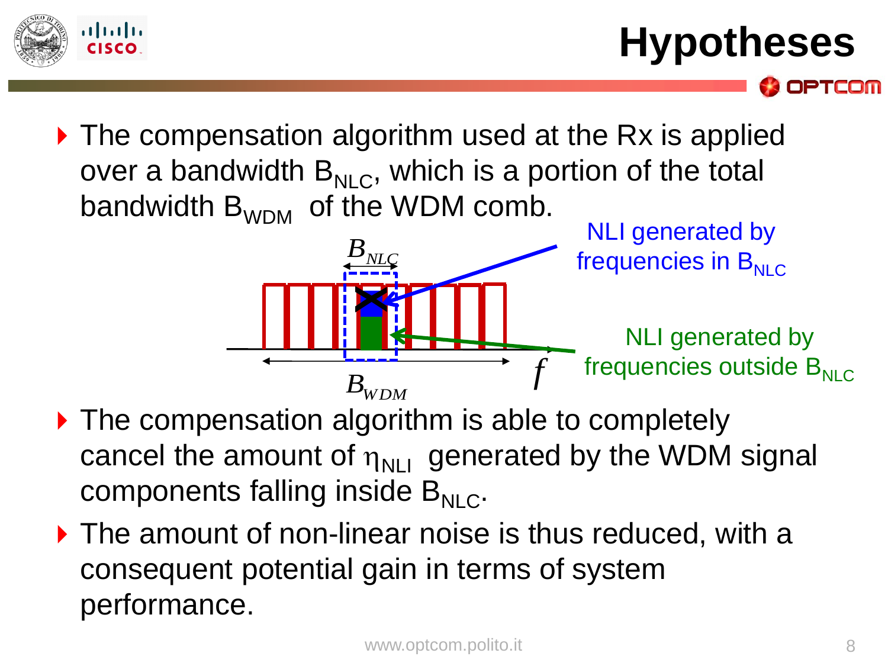# Hypotheses

- The compensation algorithm used at the Rx is applied over a bandwidth $B_{NLC}$, which is a portion of the total bandwidth $B_{WDM}$ of the WDM comb.

$B_{NLC}$

NLI generated by frequencies in $B_{NLC}$

NLI generated by frequencies outside $B_{NLC}$

$B_{WDM}$ $f$

- The compensation algorithm is able to completely cancel the amount of $\eta_{NLI}$ generated by the WDM signal components falling inside $B_{NLC}$.
- The amount of non-linear noise is thus reduced, with a consequent potential gain in terms of system performance.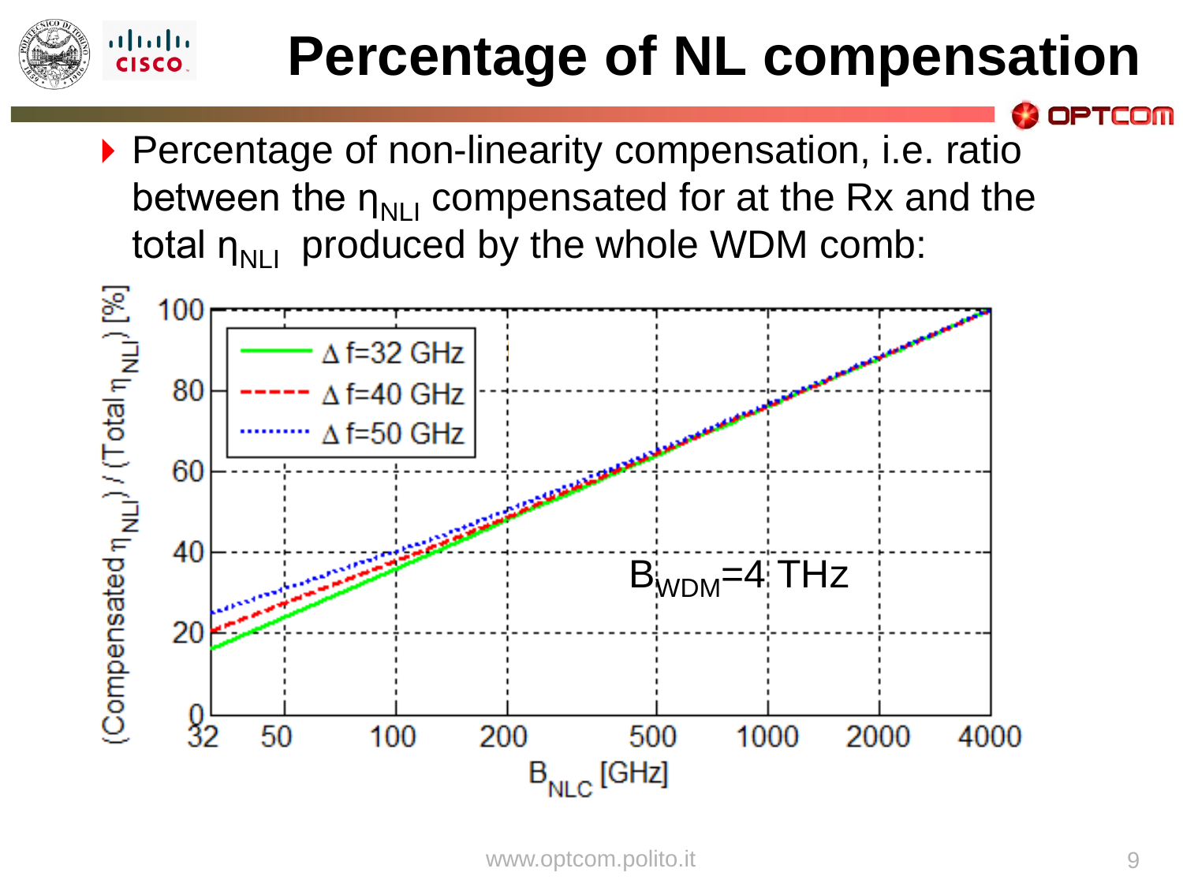# Percentage of NL compensation

- Percentage of non-linearity compensation, i.e. ratio between the $\eta_{NLI}$ compensated for at the Rx and the total $\eta_{NLI}$ produced by the whole WDM comb: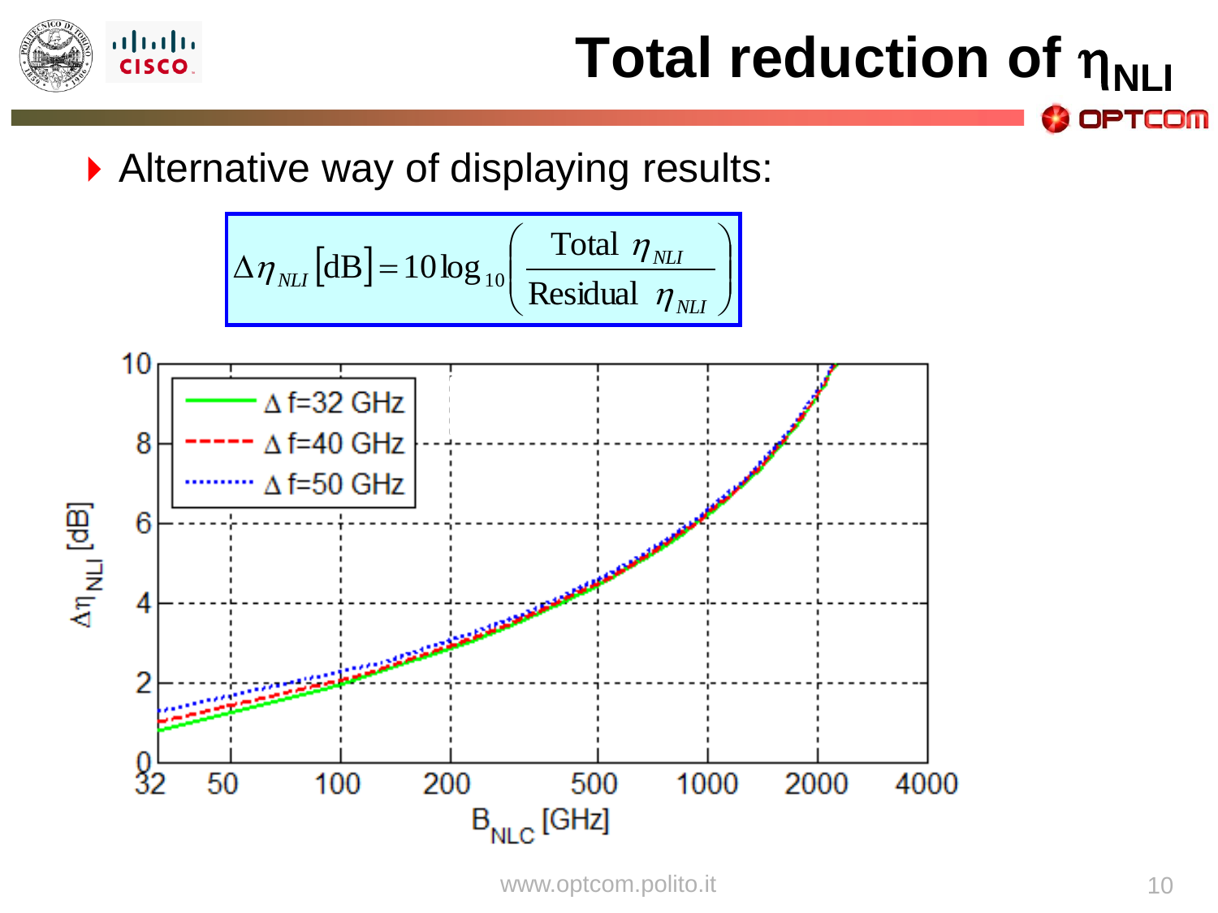# Total reduction of $\eta_{NLI}$

- Alternative way of displaying results:

$$\Delta\eta_{NLI}\,[\mathrm{dB}] = 10\log_{10}\left(\frac{\text{Total } \eta_{NLI}}{\text{Residual } \eta_{NLI}}\right)$$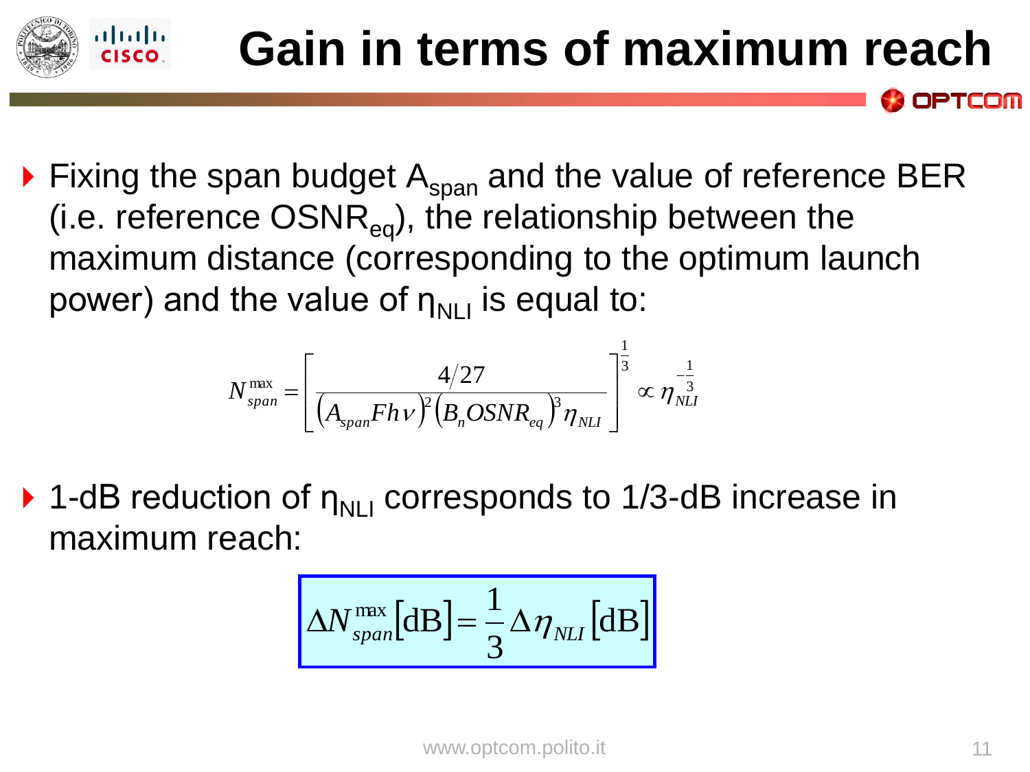# Gain in terms of maximum reach

- Fixing the span budget $A_{span}$ and the value of reference BER (i.e. reference $OSNR_{eq}$), the relationship between the maximum distance (corresponding to the optimum launch power) and the value of $\eta_{NLI}$ is equal to:

$$N_{span}^{\max} = \left[ \frac{4/27}{\left(A_{span} F h \nu\right)^2 \left(B_n OSNR_{eq}\right)^3 \eta_{NLI}} \right]^{\frac{1}{3}} \propto \eta_{NLI}^{-\frac{1}{3}}$$

- 1-dB reduction of $\eta_{NLI}$ corresponds to 1/3-dB increase in maximum reach:

$$\Delta N_{span}^{\max}[\text{dB}] = \frac{1}{3} \Delta \eta_{NLI}[\text{dB}]$$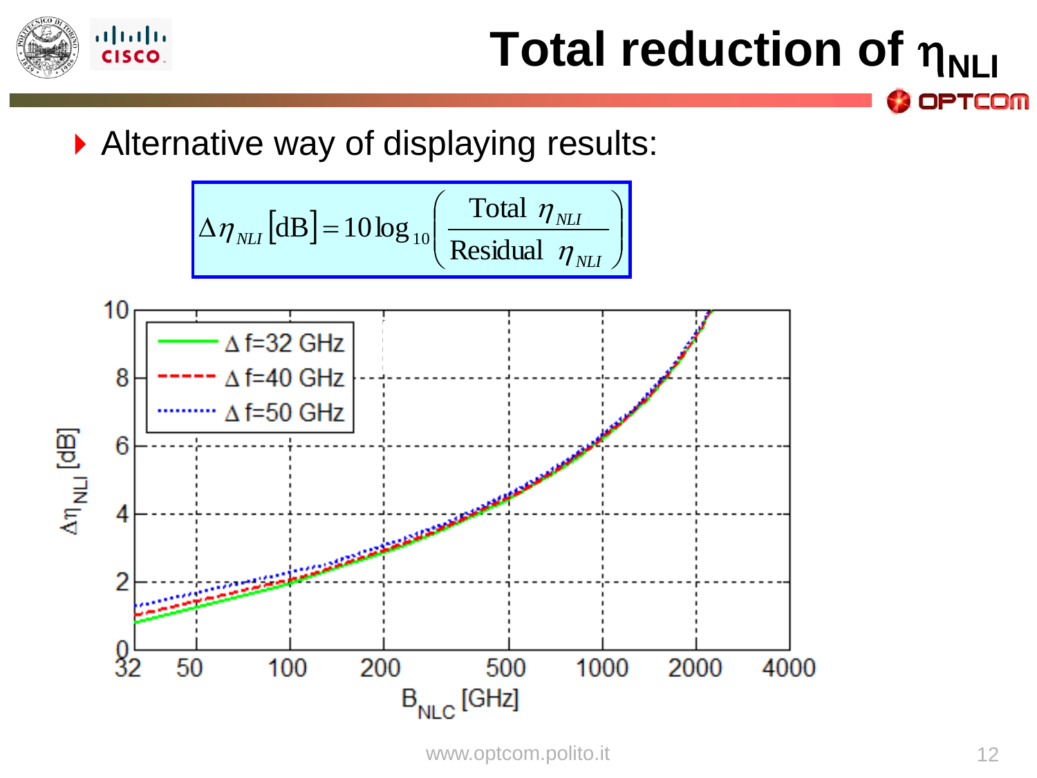# Total reduction of $\eta_{NLI}$

- Alternative way of displaying results:

$$\Delta\eta_{NLI}[\text{dB}] = 10\log_{10}\left(\frac{\text{Total } \eta_{NLI}}{\text{Residual } \eta_{NLI}}\right)$$

Legend: $\Delta$ f=32 GHz, $\Delta$ f=40 GHz, $\Delta$ f=50 GHz

y-axis: $\Delta\eta_{NLI}$ [dB] (0 to 10)

x-axis: $B_{NLC}$ [GHz] (32, 50, 100, 200, 500, 1000, 2000, 4000)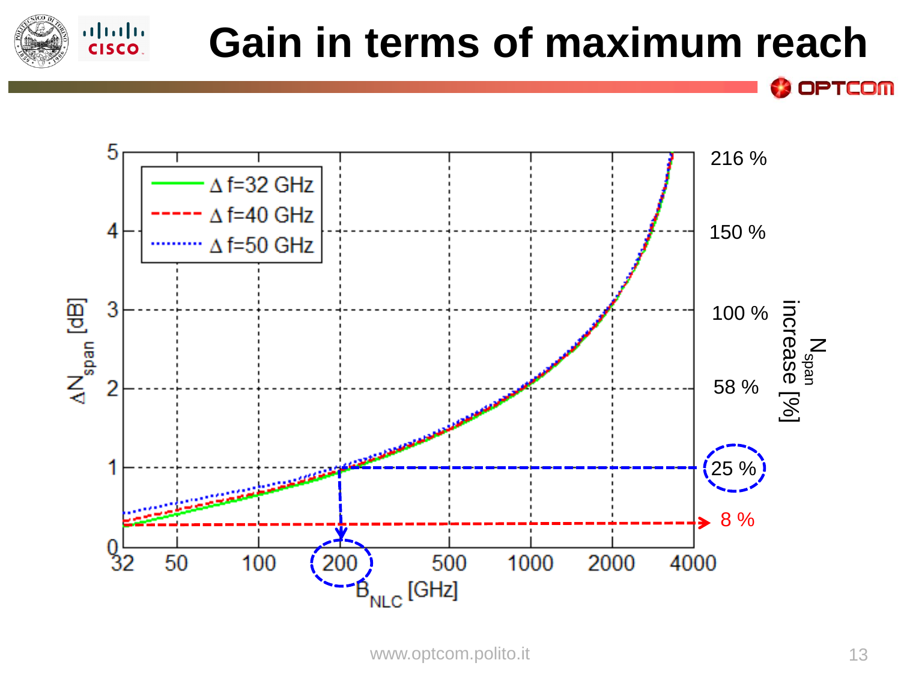# Gain in terms of maximum reach

- Legend: $\Delta$ f=32 GHz; $\Delta$ f=40 GHz; $\Delta$ f=50 GHz
- Left axis: $\Delta N_{span}$ [dB], ticks 0, 1, 2, 3, 4, 5
- Right axis: $N_{span}$ increase [%], ticks 8 %, 25 %, 58 %, 100 %, 150 %, 216 %
- Bottom axis: $B_{NLC}$ [GHz], ticks 32, 50, 100, 200, 500, 1000, 2000, 4000
- Annotations: 200 (circled) on the $B_{NLC}$ axis; 25 % (circled); 8 %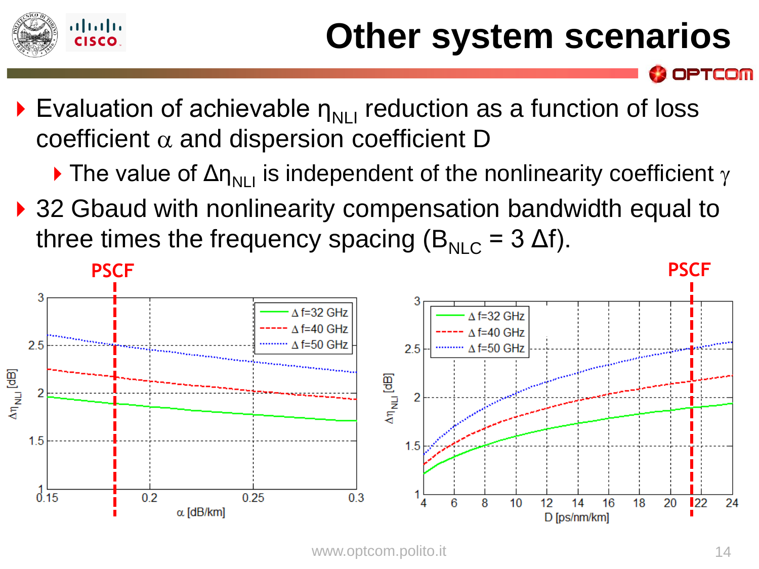# Other system scenarios

- Evaluation of achievable $\eta_{NLI}$ reduction as a function of loss coefficient $\alpha$ and dispersion coefficient D
  - The value of $\Delta\eta_{NLI}$ is independent of the nonlinearity coefficient $\gamma$
- 32 Gbaud with nonlinearity compensation bandwidth equal to three times the frequency spacing ($B_{NLC} = 3\,\Delta f$).

PSCF

PSCF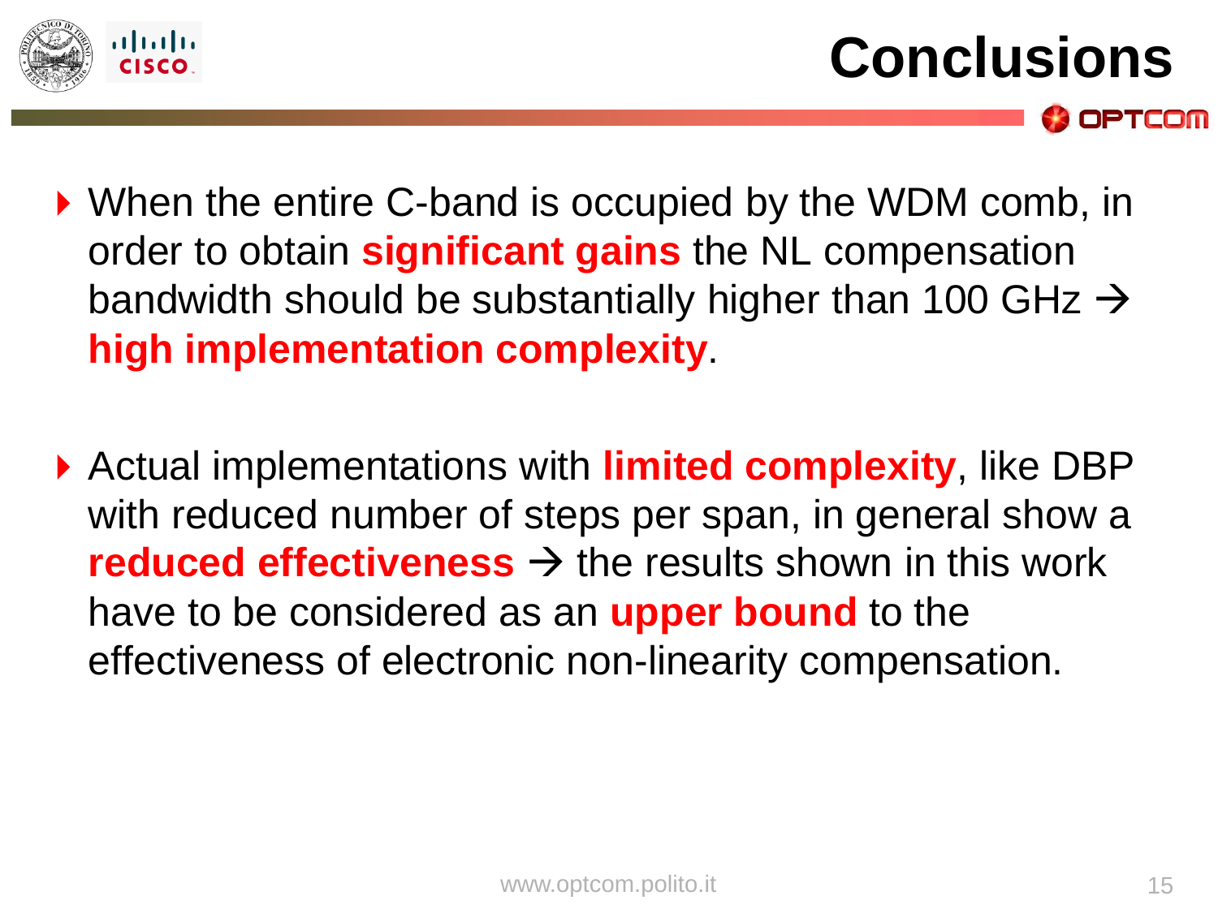# Conclusions

- When the entire C-band is occupied by the WDM comb, in order to obtain **significant gains** the NL compensation bandwidth should be substantially higher than 100 GHz → **high implementation complexity**.

- Actual implementations with **limited complexity**, like DBP with reduced number of steps per span, in general show a **reduced effectiveness** → the results shown in this work have to be considered as an **upper bound** to the effectiveness of electronic non-linearity compensation.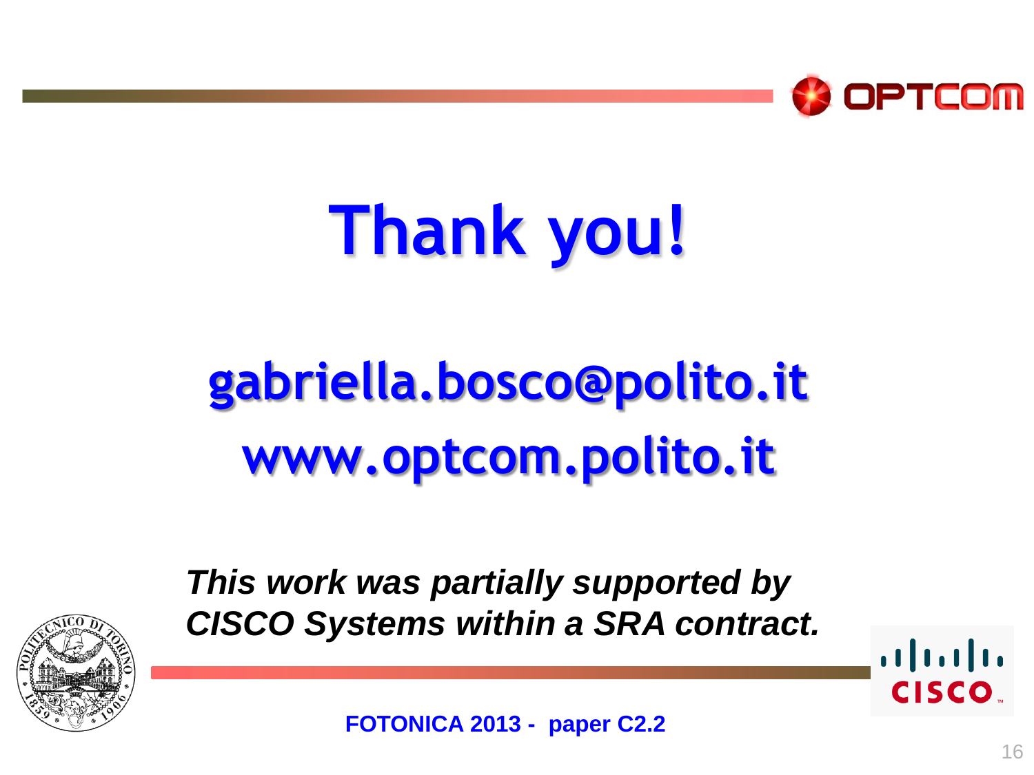# Thank you!

**gabriella.bosco@polito.it**

**www.optcom.polito.it**

***This work was partially supported by CISCO Systems within a SRA contract.***

**FOTONICA 2013 - paper C2.2**